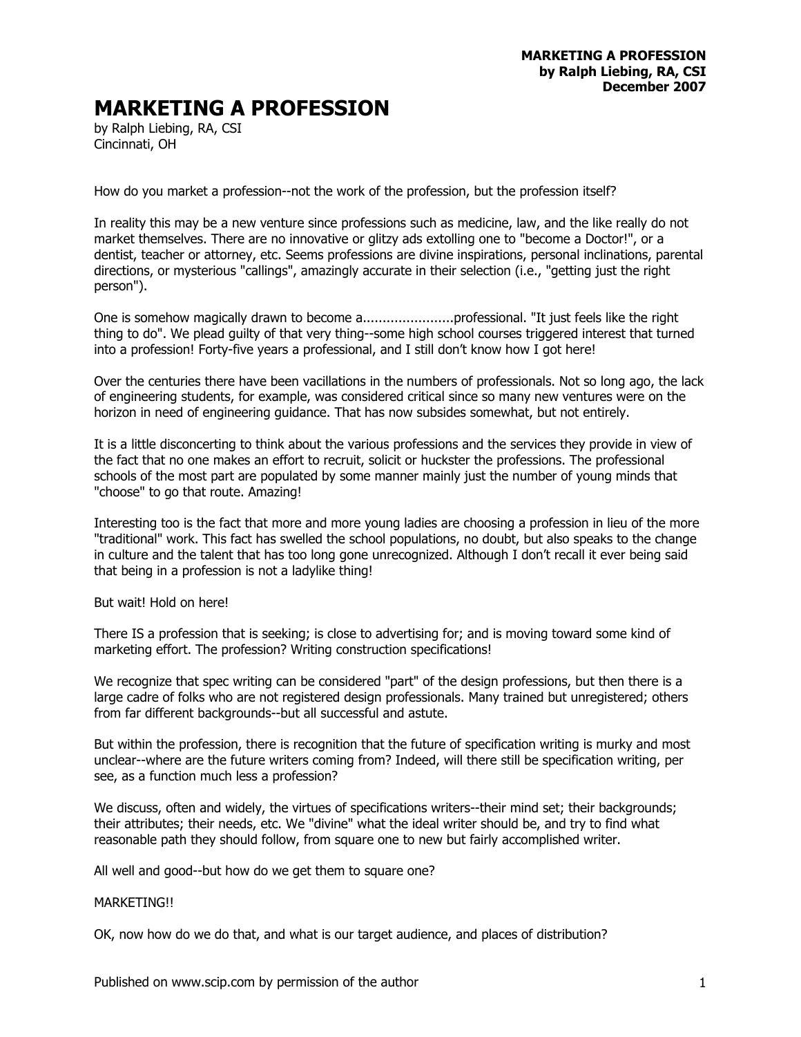# MARKETING A PROFESSION

by Ralph Liebing, RA, CSI
Cincinnati, OH

How do you market a profession--not the work of the profession, but the profession itself?

In reality this may be a new venture since professions such as medicine, law, and the like really do not market themselves. There are no innovative or glitzy ads extolling one to "become a Doctor!", or a dentist, teacher or attorney, etc. Seems professions are divine inspirations, personal inclinations, parental directions, or mysterious "callings", amazingly accurate in their selection (i.e., "getting just the right person").

One is somehow magically drawn to become a.......................professional. "It just feels like the right thing to do". We plead guilty of that very thing--some high school courses triggered interest that turned into a profession! Forty-five years a professional, and I still don't know how I got here!

Over the centuries there have been vacillations in the numbers of professionals. Not so long ago, the lack of engineering students, for example, was considered critical since so many new ventures were on the horizon in need of engineering guidance. That has now subsides somewhat, but not entirely.

It is a little disconcerting to think about the various professions and the services they provide in view of the fact that no one makes an effort to recruit, solicit or huckster the professions. The professional schools of the most part are populated by some manner mainly just the number of young minds that "choose" to go that route. Amazing!

Interesting too is the fact that more and more young ladies are choosing a profession in lieu of the more "traditional" work. This fact has swelled the school populations, no doubt, but also speaks to the change in culture and the talent that has too long gone unrecognized. Although I don't recall it ever being said that being in a profession is not a ladylike thing!

But wait! Hold on here!

There IS a profession that is seeking; is close to advertising for; and is moving toward some kind of marketing effort. The profession? Writing construction specifications!

We recognize that spec writing can be considered "part" of the design professions, but then there is a large cadre of folks who are not registered design professionals. Many trained but unregistered; others from far different backgrounds--but all successful and astute.

But within the profession, there is recognition that the future of specification writing is murky and most unclear--where are the future writers coming from? Indeed, will there still be specification writing, per see, as a function much less a profession?

We discuss, often and widely, the virtues of specifications writers--their mind set; their backgrounds; their attributes; their needs, etc. We "divine" what the ideal writer should be, and try to find what reasonable path they should follow, from square one to new but fairly accomplished writer.

All well and good--but how do we get them to square one?

MARKETING!!

OK, now how do we do that, and what is our target audience, and places of distribution?

Published on www.scip.com by permission of the author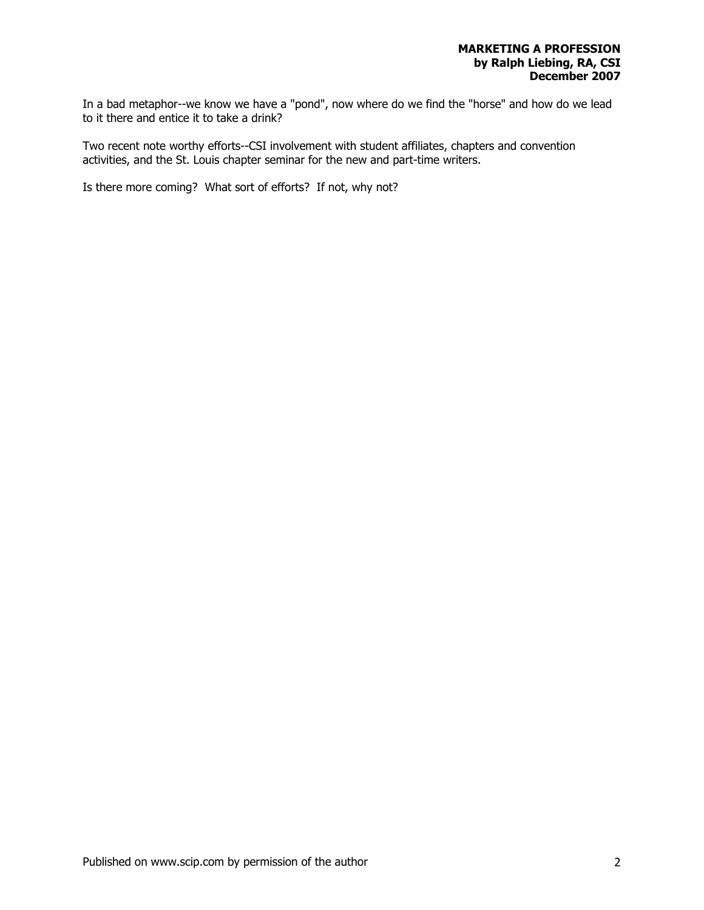In a bad metaphor--we know we have a "pond", now where do we find the "horse" and how do we lead to it there and entice it to take a drink?

Two recent note worthy efforts--CSI involvement with student affiliates, chapters and convention activities, and the St. Louis chapter seminar for the new and part-time writers.

Is there more coming? What sort of efforts? If not, why not?